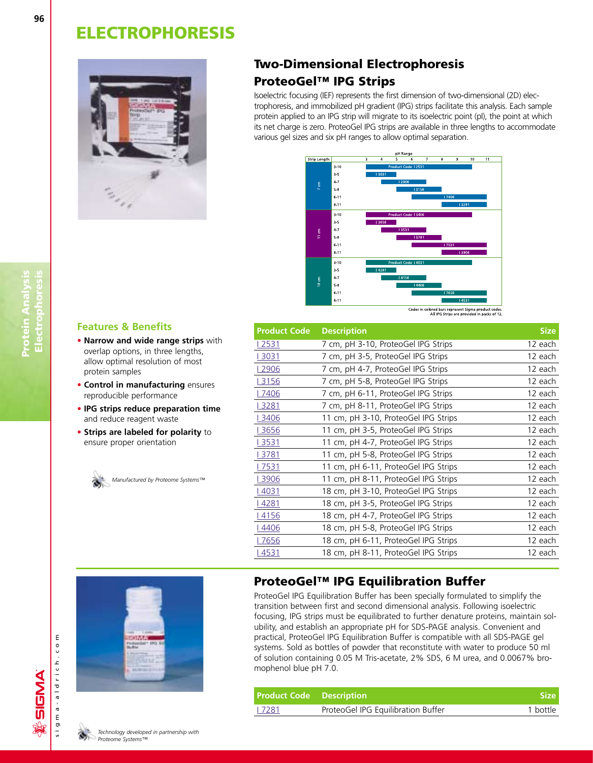# ELECTROPHORESIS

## Two-Dimensional Electrophoresis

## ProteoGel™ IPG Strips

Isoelectric focusing (IEF) represents the first dimension of two-dimensional (2D) electrophoresis, and immobilized pH gradient (IPG) strips facilitate this analysis. Each sample protein applied to an IPG strip will migrate to its isoelectric point (pI), the point at which its net charge is zero. ProteoGel IPG strips are available in three lengths to accommodate various gel sizes and six pH ranges to allow optimal separation.

Codes in colored bars represent Sigma product codes. All IPG Strips are provided in packs of 12.

### Features & Benefits

- **Narrow and wide range strips** with overlap options, in three lengths, allow optimal resolution of most protein samples
- **Control in manufacturing** ensures reproducible performance
- **IPG strips reduce preparation time** and reduce reagent waste
- **Strips are labeled for polarity** to ensure proper orientation

*Manufactured by Proteome Systems™*

| Product Code | Description | Size |
|---|---|---|
| I 2531 | 7 cm, pH 3-10, ProteoGel IPG Strips | 12 each |
| I 3031 | 7 cm, pH 3-5, ProteoGel IPG Strips | 12 each |
| I 2906 | 7 cm, pH 4-7, ProteoGel IPG Strips | 12 each |
| I 3156 | 7 cm, pH 5-8, ProteoGel IPG Strips | 12 each |
| I 7406 | 7 cm, pH 6-11, ProteoGel IPG Strips | 12 each |
| I 3281 | 7 cm, pH 8-11, ProteoGel IPG Strips | 12 each |
| I 3406 | 11 cm, pH 3-10, ProteoGel IPG Strips | 12 each |
| I 3656 | 11 cm, pH 3-5, ProteoGel IPG Strips | 12 each |
| I 3531 | 11 cm, pH 4-7, ProteoGel IPG Strips | 12 each |
| I 3781 | 11 cm, pH 5-8, ProteoGel IPG Strips | 12 each |
| I 7531 | 11 cm, pH 6-11, ProteoGel IPG Strips | 12 each |
| I 3906 | 11 cm, pH 8-11, ProteoGel IPG Strips | 12 each |
| I 4031 | 18 cm, pH 3-10, ProteoGel IPG Strips | 12 each |
| I 4281 | 18 cm, pH 3-5, ProteoGel IPG Strips | 12 each |
| I 4156 | 18 cm, pH 4-7, ProteoGel IPG Strips | 12 each |
| I 4406 | 18 cm, pH 5-8, ProteoGel IPG Strips | 12 each |
| I 7656 | 18 cm, pH 6-11, ProteoGel IPG Strips | 12 each |
| I 4531 | 18 cm, pH 8-11, ProteoGel IPG Strips | 12 each |

## ProteoGel™ IPG Equilibration Buffer

ProteoGel IPG Equilibration Buffer has been specially formulated to simplify the transition between first and second dimensional analysis. Following isoelectric focusing, IPG strips must be equilibrated to further denature proteins, maintain solubility, and establish an appropriate pH for SDS-PAGE analysis. Convenient and practical, ProteoGel IPG Equilibration Buffer is compatible with all SDS-PAGE gel systems. Sold as bottles of powder that reconstitute with water to produce 50 ml of solution containing 0.05 M Tris-acetate, 2% SDS, 6 M urea, and 0.0067% bromophenol blue pH 7.0.

| Product Code | Description | Size |
|---|---|---|
| I 7281 | ProteoGel IPG Equilibration Buffer | 1 bottle |

*Technology developed in partnership with Proteome Systems™*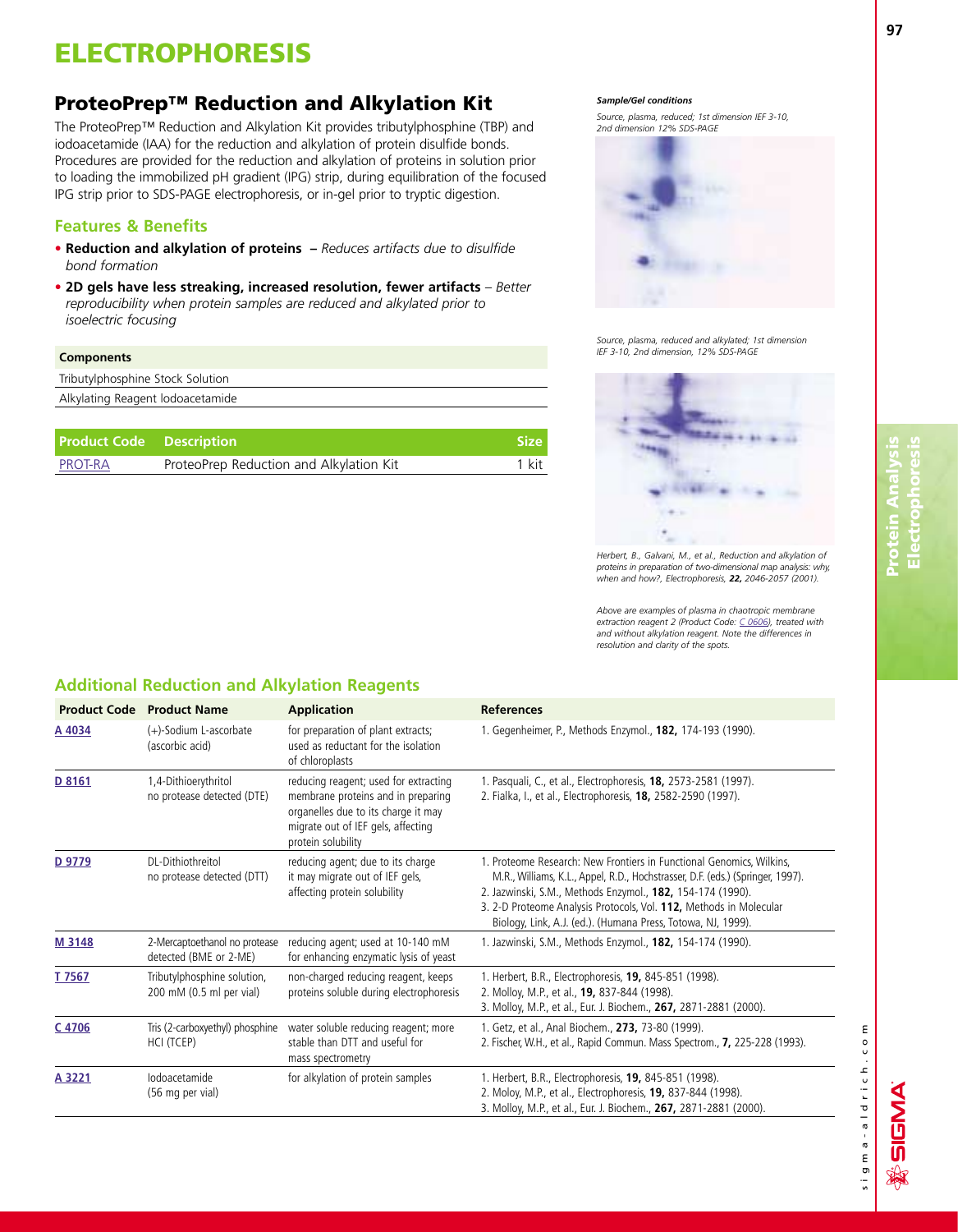# ELECTROPHORESIS

## ProteoPrep™ Reduction and Alkylation Kit

The ProteoPrep™ Reduction and Alkylation Kit provides tributylphosphine (TBP) and iodoacetamide (IAA) for the reduction and alkylation of protein disulfide bonds. Procedures are provided for the reduction and alkylation of proteins in solution prior to loading the immobilized pH gradient (IPG) strip, during equilibration of the focused IPG strip prior to SDS-PAGE electrophoresis, or in-gel prior to tryptic digestion.

### Features & Benefits

- **Reduction and alkylation of proteins** – *Reduces artifacts due to disulfide bond formation*
- **2D gels have less streaking, increased resolution, fewer artifacts** – *Better reproducibility when protein samples are reduced and alkylated prior to isoelectric focusing*

| Components |
|---|
| Tributylphosphine Stock Solution |
| Alkylating Reagent Iodoacetamide |

| Product Code | Description | Size |
|---|---|---|
| PROT-RA | ProteoPrep Reduction and Alkylation Kit | 1 kit |

***Sample/Gel conditions***

*Source, plasma, reduced; 1st dimension IEF 3-10, 2nd dimension 12% SDS-PAGE*

*Source, plasma, reduced and alkylated; 1st dimension IEF 3-10, 2nd dimension, 12% SDS-PAGE*

*Herbert, B., Galvani, M., et al., Reduction and alkylation of proteins in preparation of two-dimensional map analysis: why, when and how?, Electrophoresis,* ***22,*** *2046-2057 (2001).*

*Above are examples of plasma in chaotropic membrane extraction reagent 2 (Product Code: C 0606), treated with and without alkylation reagent. Note the differences in resolution and clarity of the spots.*

### Additional Reduction and Alkylation Reagents

| Product Code | Product Name | Application | References |
|---|---|---|---|
| A 4034 | (+)-Sodium L-ascorbate (ascorbic acid) | for preparation of plant extracts; used as reductant for the isolation of chloroplasts | 1. Gegenheimer, P., Methods Enzymol., **182,** 174-193 (1990). |
| D 8161 | 1,4-Dithioerythritol no protease detected (DTE) | reducing reagent; used for extracting membrane proteins and in preparing organelles due to its charge it may migrate out of IEF gels, affecting protein solubility | 1. Pasquali, C., et al., Electrophoresis, **18,** 2573-2581 (1997). 2. Fialka, I., et al., Electrophoresis, **18,** 2582-2590 (1997). |
| D 9779 | DL-Dithiothreitol no protease detected (DTT) | reducing agent; due to its charge it may migrate out of IEF gels, affecting protein solubility | 1. Proteome Research: New Frontiers in Functional Genomics, Wilkins, M.R., Williams, K.L., Appel, R.D., Hochstrasser, D.F. (eds.) (Springer, 1997). 2. Jazwinski, S.M., Methods Enzymol., **182,** 154-174 (1990). 3. 2-D Proteome Analysis Protocols, Vol. **112,** Methods in Molecular Biology, Link, A.J. (ed.). (Humana Press, Totowa, NJ, 1999). |
| M 3148 | 2-Mercaptoethanol no protease detected (BME or 2-ME) | reducing agent; used at 10-140 mM for enhancing enzymatic lysis of yeast | 1. Jazwinski, S.M., Methods Enzymol., **182,** 154-174 (1990). |
| T 7567 | Tributylphosphine solution, 200 mM (0.5 ml per vial) | non-charged reducing reagent, keeps proteins soluble during electrophoresis | 1. Herbert, B.R., Electrophoresis, **19,** 845-851 (1998). 2. Molloy, M.P., et al., **19,** 837-844 (1998). 3. Molloy, M.P., et al., Eur. J. Biochem., **267,** 2871-2881 (2000). |
| C 4706 | Tris (2-carboxyethyl) phosphine HCl (TCEP) | water soluble reducing reagent; more stable than DTT and useful for mass spectrometry | 1. Getz, et al., Anal Biochem., **273,** 73-80 (1999). 2. Fischer, W.H., et al., Rapid Commun. Mass Spectrom., **7,** 225-228 (1993). |
| A 3221 | Iodoacetamide (56 mg per vial) | for alkylation of protein samples | 1. Herbert, B.R., Electrophoresis, **19,** 845-851 (1998). 2. Moloy, M.P., et al., Electrophoresis, **19,** 837-844 (1998). 3. Molloy, M.P., et al., Eur. J. Biochem., **267,** 2871-2881 (2000). |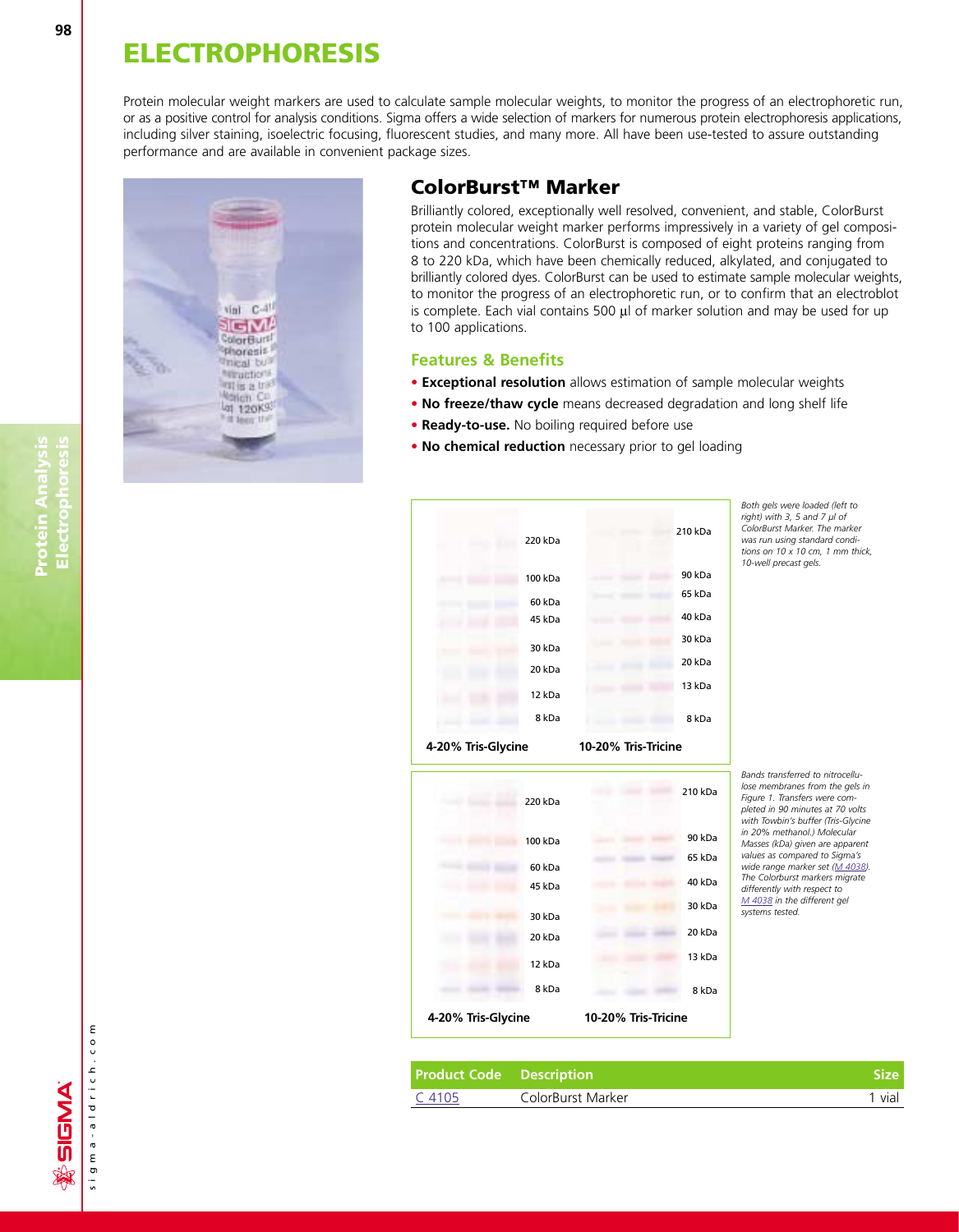# ELECTROPHORESIS

Protein molecular weight markers are used to calculate sample molecular weights, to monitor the progress of an electrophoretic run, or as a positive control for analysis conditions. Sigma offers a wide selection of markers for numerous protein electrophoresis applications, including silver staining, isoelectric focusing, fluorescent studies, and many more. All have been use-tested to assure outstanding performance and are available in convenient package sizes.

## ColorBurst™ Marker

Brilliantly colored, exceptionally well resolved, convenient, and stable, ColorBurst protein molecular weight marker performs impressively in a variety of gel compositions and concentrations. ColorBurst is composed of eight proteins ranging from 8 to 220 kDa, which have been chemically reduced, alkylated, and conjugated to brilliantly colored dyes. ColorBurst can be used to estimate sample molecular weights, to monitor the progress of an electrophoretic run, or to confirm that an electroblot is complete. Each vial contains 500 µl of marker solution and may be used for up to 100 applications.

### Features & Benefits

- **Exceptional resolution** allows estimation of sample molecular weights
- **No freeze/thaw cycle** means decreased degradation and long shelf life
- **Ready-to-use.** No boiling required before use
- **No chemical reduction** necessary prior to gel loading

220 kDa, 100 kDa, 60 kDa, 45 kDa, 30 kDa, 20 kDa, 12 kDa, 8 kDa — **4-20% Tris-Glycine**

210 kDa, 90 kDa, 65 kDa, 40 kDa, 30 kDa, 20 kDa, 13 kDa, 8 kDa — **10-20% Tris-Tricine**

*Both gels were loaded (left to right) with 3, 5 and 7 µl of ColorBurst Marker. The marker was run using standard conditions on 10 x 10 cm, 1 mm thick, 10-well precast gels.*

220 kDa, 100 kDa, 60 kDa, 45 kDa, 30 kDa, 20 kDa, 12 kDa, 8 kDa — **4-20% Tris-Glycine**

210 kDa, 90 kDa, 65 kDa, 40 kDa, 30 kDa, 20 kDa, 13 kDa, 8 kDa — **10-20% Tris-Tricine**

*Bands transferred to nitrocellulose membranes from the gels in Figure 1. Transfers were completed in 90 minutes at 70 volts with Towbin's buffer (Tris-Glycine in 20% methanol.) Molecular Masses (kDa) given are apparent values as compared to Sigma's wide range marker set (M 4038). The Colorburst markers migrate differently with respect to M 4038 in the different gel systems tested.*

| Product Code | Description | Size |
|---|---|---|
| C 4105 | ColorBurst Marker | 1 vial |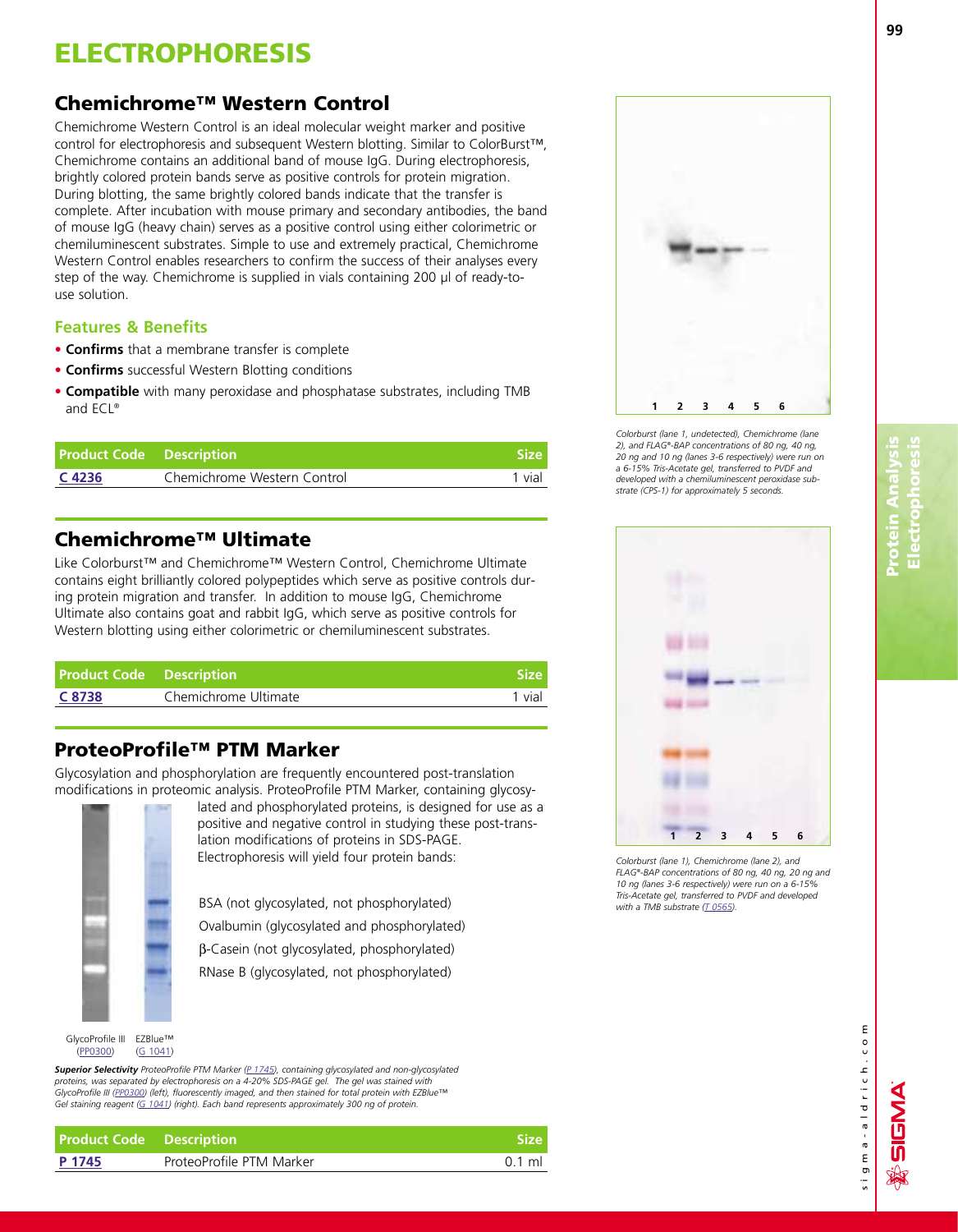# ELECTROPHORESIS

## Chemichrome™ Western Control

Chemichrome Western Control is an ideal molecular weight marker and positive control for electrophoresis and subsequent Western blotting. Similar to ColorBurst™, Chemichrome contains an additional band of mouse IgG. During electrophoresis, brightly colored protein bands serve as positive controls for protein migration. During blotting, the same brightly colored bands indicate that the transfer is complete. After incubation with mouse primary and secondary antibodies, the band of mouse IgG (heavy chain) serves as a positive control using either colorimetric or chemiluminescent substrates. Simple to use and extremely practical, Chemichrome Western Control enables researchers to confirm the success of their analyses every step of the way. Chemichrome is supplied in vials containing 200 µl of ready-to-use solution.

### Features & Benefits

- **Confirms** that a membrane transfer is complete
- **Confirms** successful Western Blotting conditions
- **Compatible** with many peroxidase and phosphatase substrates, including TMB and ECL®

| Product Code | Description | Size |
|---|---|---|
| C 4236 | Chemichrome Western Control | 1 vial |

*Colorburst (lane 1, undetected), Chemichrome (lane 2), and FLAG®-BAP concentrations of 80 ng, 40 ng, 20 ng and 10 ng (lanes 3-6 respectively) were run on a 6-15% Tris-Acetate gel, transferred to PVDF and developed with a chemiluminescent peroxidase substrate (CPS-1) for approximately 5 seconds.*

*Colorburst (lane 1), Chemichrome (lane 2), and FLAG®-BAP concentrations of 80 ng, 40 ng, 20 ng and 10 ng (lanes 3-6 respectively) were run on a 6-15% Tris-Acetate gel, transferred to PVDF and developed with a TMB substrate (T 0565).*

## Chemichrome™ Ultimate

Like Colorburst™ and Chemichrome™ Western Control, Chemichrome Ultimate contains eight brilliantly colored polypeptides which serve as positive controls during protein migration and transfer. In addition to mouse IgG, Chemichrome Ultimate also contains goat and rabbit IgG, which serve as positive controls for Western blotting using either colorimetric or chemiluminescent substrates.

| Product Code | Description | Size |
|---|---|---|
| C 8738 | Chemichrome Ultimate | 1 vial |

## ProteoProfile™ PTM Marker

Glycosylation and phosphorylation are frequently encountered post-translation modifications in proteomic analysis. ProteoProfile PTM Marker, containing glycosylated and phosphorylated proteins, is designed for use as a positive and negative control in studying these post-translation modifications of proteins in SDS-PAGE. Electrophoresis will yield four protein bands:

- BSA (not glycosylated, not phosphorylated)
- Ovalbumin (glycosylated and phosphorylated)
- β-Casein (not glycosylated, phosphorylated)
- RNase B (glycosylated, not phosphorylated)

GlycoProfile III (PP0300) EZBlue™ (G 1041)

***Superior Selectivity*** *ProteoProfile PTM Marker (P 1745), containing glycosylated and non-glycosylated proteins, was separated by electrophoresis on a 4-20% SDS-PAGE gel. The gel was stained with GlycoProfile III (PP0300) (left), fluorescently imaged, and then stained for total protein with EZBlue™ Gel staining reagent (G 1041) (right). Each band represents approximately 300 ng of protein.*

| Product Code | Description | Size |
|---|---|---|
| P 1745 | ProteoProfile PTM Marker | 0.1 ml |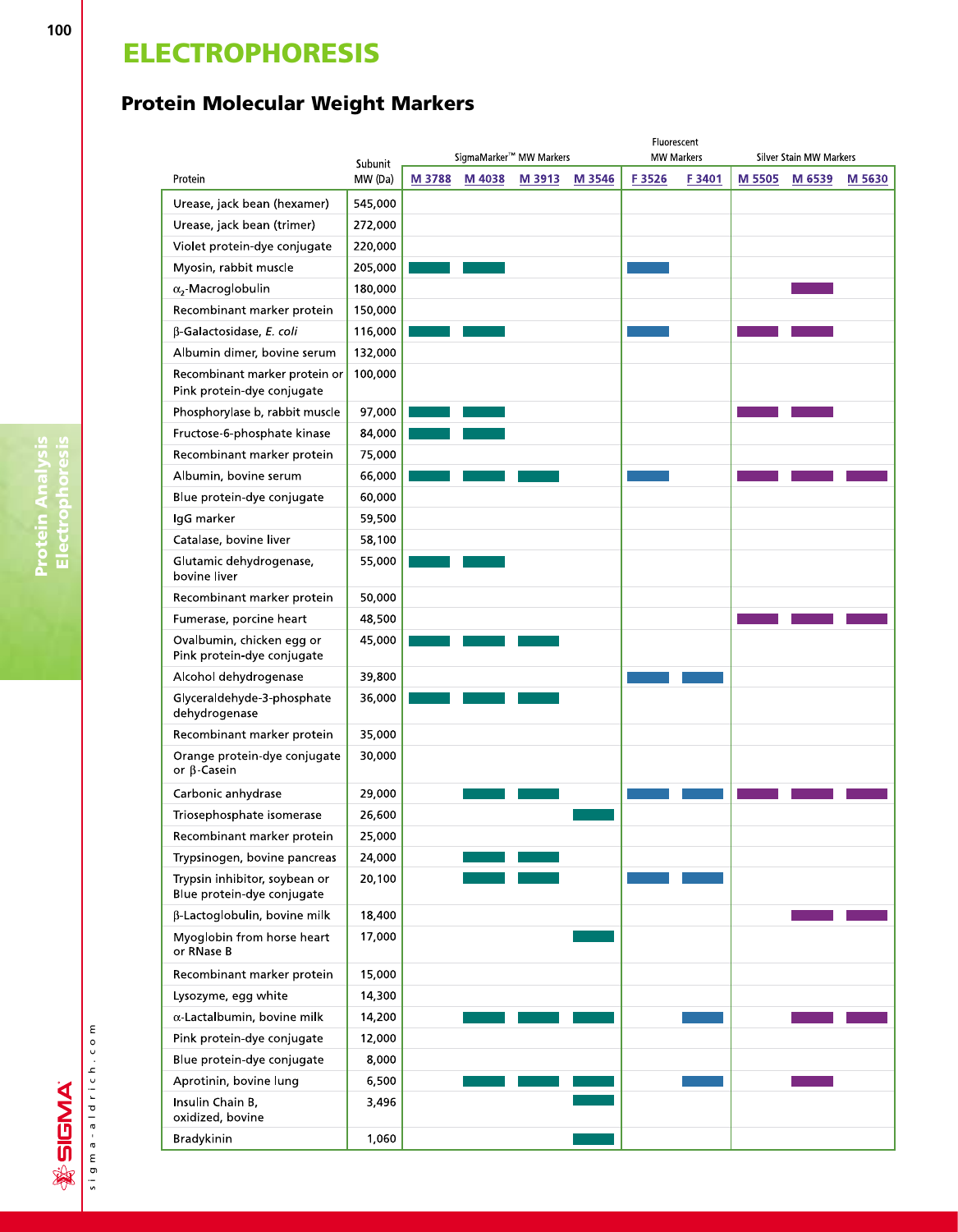# ELECTROPHORESIS

## Protein Molecular Weight Markers

| Protein | Subunit MW (Da) | SigmaMarker™ MW Markers | | | | Fluorescent MW Markers | | Silver Stain MW Markers | | |
|---|---|---|---|---|---|---|---|---|---|---|
| | | M 3788 | M 4038 | M 3913 | M 3546 | F 3526 | F 3401 | M 5505 | M 6539 | M 5630 |
| Urease, jack bean (hexamer) | 545,000 | | | | | | | | | |
| Urease, jack bean (trimer) | 272,000 | | | | | | | | | |
| Violet protein-dye conjugate | 220,000 | | | | | | | | | |
| Myosin, rabbit muscle | 205,000 | ■ | ■ | | | ■ | | | | |
| $\alpha_2$-Macroglobulin | 180,000 | | | | | | | | ■ | |
| Recombinant marker protein | 150,000 | | | | | | | | | |
| β-Galactosidase, *E. coli* | 116,000 | ■ | ■ | | | ■ | | ■ | ■ | |
| Albumin dimer, bovine serum | 132,000 | | | | | | | | | |
| Recombinant marker protein or Pink protein-dye conjugate | 100,000 | | | | | | | | | |
| Phosphorylase b, rabbit muscle | 97,000 | ■ | ■ | | | | | ■ | ■ | |
| Fructose-6-phosphate kinase | 84,000 | ■ | ■ | | | | | | | |
| Recombinant marker protein | 75,000 | | | | | | | | | |
| Albumin, bovine serum | 66,000 | ■ | ■ | ■ | | ■ | | ■ | ■ | ■ |
| Blue protein-dye conjugate | 60,000 | | | | | | | | | |
| IgG marker | 59,500 | | | | | | | | | |
| Catalase, bovine liver | 58,100 | | | | | | | | | |
| Glutamic dehydrogenase, bovine liver | 55,000 | ■ | ■ | | | | | | | |
| Recombinant marker protein | 50,000 | | | | | | | | | |
| Fumerase, porcine heart | 48,500 | | | | | | | ■ | ■ | ■ |
| Ovalbumin, chicken egg or Pink protein-dye conjugate | 45,000 | ■ | ■ | ■ | | | | | | |
| Alcohol dehydrogenase | 39,800 | | | | | ■ | ■ | | | |
| Glyceraldehyde-3-phosphate dehydrogenase | 36,000 | ■ | ■ | ■ | | | | | | |
| Recombinant marker protein | 35,000 | | | | | | | | | |
| Orange protein-dye conjugate or β-Casein | 30,000 | | | | | | | | | |
| Carbonic anhydrase | 29,000 | | ■ | ■ | | ■ | ■ | ■ | ■ | ■ |
| Triosephosphate isomerase | 26,600 | | | | ■ | | | | | |
| Recombinant marker protein | 25,000 | | | | | | | | | |
| Trypsinogen, bovine pancreas | 24,000 | | ■ | ■ | | | | | | |
| Trypsin inhibitor, soybean or Blue protein-dye conjugate | 20,100 | | ■ | ■ | | ■ | ■ | | | |
| β-Lactoglobulin, bovine milk | 18,400 | | | | | | | | ■ | ■ |
| Myoglobin from horse heart or RNase B | 17,000 | | | | ■ | | | | | |
| Recombinant marker protein | 15,000 | | | | | | | | | |
| Lysozyme, egg white | 14,300 | | | | | | | | | |
| α-Lactalbumin, bovine milk | 14,200 | | ■ | ■ | ■ | | ■ | | ■ | ■ |
| Pink protein-dye conjugate | 12,000 | | | | | | | | | |
| Blue protein-dye conjugate | 8,000 | | | | | | | | | |
| Aprotinin, bovine lung | 6,500 | | ■ | ■ | ■ | | ■ | | ■ | |
| Insulin Chain B, oxidized, bovine | 3,496 | | | | ■ | | | | | |
| Bradykinin | 1,060 | | | | ■ | | | | | |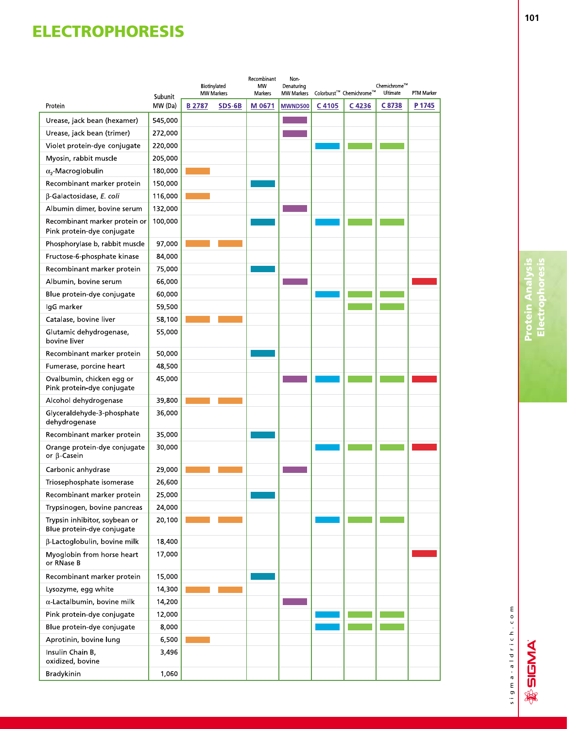# ELECTROPHORESIS

| Protein | Subunit MW (Da) | Biotinylated MW Markers | | Recombinant MW Markers | Non-Denaturing MW Markers | Colorburst™ | Chemichrome™ | Chemichrome™ Ultimate | PTM Marker |
|---|---|---|---|---|---|---|---|---|---|
| | | B 2787 | SDS-6B | M 0671 | MWND500 | C 4105 | C 4236 | C 8738 | P 1745 |
| Urease, jack bean (hexamer) | 545,000 | | | | ■ | | | | |
| Urease, jack bean (trimer) | 272,000 | | | | ■ | | | | |
| Violet protein-dye conjugate | 220,000 | | | | | ■ | ■ | ■ | |
| Myosin, rabbit muscle | 205,000 | | | | | | | | |
| $\alpha_2$-Macroglobulin | 180,000 | ■ | | | | | | | |
| Recombinant marker protein | 150,000 | | | ■ | | | | | |
| β-Galactosidase, *E. coli* | 116,000 | ■ | | | | | | | |
| Albumin dimer, bovine serum | 132,000 | | | | ■ | | | | |
| Recombinant marker protein or Pink protein-dye conjugate | 100,000 | | | ■ | | ■ | ■ | ■ | |
| Phosphorylase b, rabbit muscle | 97,000 | ■ | ■ | | | | | | |
| Fructose-6-phosphate kinase | 84,000 | | | | | | | | |
| Recombinant marker protein | 75,000 | | | ■ | | | | | |
| Albumin, bovine serum | 66,000 | | | | ■ | | | | ■ |
| Blue protein-dye conjugate | 60,000 | | | | | ■ | ■ | ■ | |
| IgG marker | 59,500 | | | | | | ■ | ■ | |
| Catalase, bovine liver | 58,100 | ■ | ■ | | | | | | |
| Glutamic dehydrogenase, bovine liver | 55,000 | | | | | | | | |
| Recombinant marker protein | 50,000 | | | ■ | | | | | |
| Fumerase, porcine heart | 48,500 | | | | | | | | |
| Ovalbumin, chicken egg or Pink protein-dye conjugate | 45,000 | | | | ■ | ■ | ■ | ■ | ■ |
| Alcohol dehydrogenase | 39,800 | ■ | ■ | | | | | | |
| Glyceraldehyde-3-phosphate dehydrogenase | 36,000 | | | | | | | | |
| Recombinant marker protein | 35,000 | | | ■ | | | | | |
| Orange protein-dye conjugate or β-Casein | 30,000 | | | | | ■ | ■ | ■ | ■ |
| Carbonic anhydrase | 29,000 | ■ | ■ | | ■ | | | | |
| Triosephosphate isomerase | 26,600 | | | | | | | | |
| Recombinant marker protein | 25,000 | | | ■ | | | | | |
| Trypsinogen, bovine pancreas | 24,000 | | | | | | | | |
| Trypsin inhibitor, soybean or Blue protein-dye conjugate | 20,100 | ■ | ■ | | | ■ | ■ | ■ | |
| β-Lactoglobulin, bovine milk | 18,400 | | | | | | | | |
| Myoglobin from horse heart or RNase B | 17,000 | | | | | | | | ■ |
| Recombinant marker protein | 15,000 | | | ■ | | | | | |
| Lysozyme, egg white | 14,300 | ■ | ■ | | | | | | |
| α-Lactalbumin, bovine milk | 14,200 | | | | ■ | | | | |
| Pink protein-dye conjugate | 12,000 | | | | | ■ | ■ | ■ | |
| Blue protein-dye conjugate | 8,000 | | | | | ■ | ■ | ■ | |
| Aprotinin, bovine lung | 6,500 | ■ | | | | | | | |
| Insulin Chain B, oxidized, bovine | 3,496 | | | | | | | | |
| Bradykinin | 1,060 | | | | | | | | |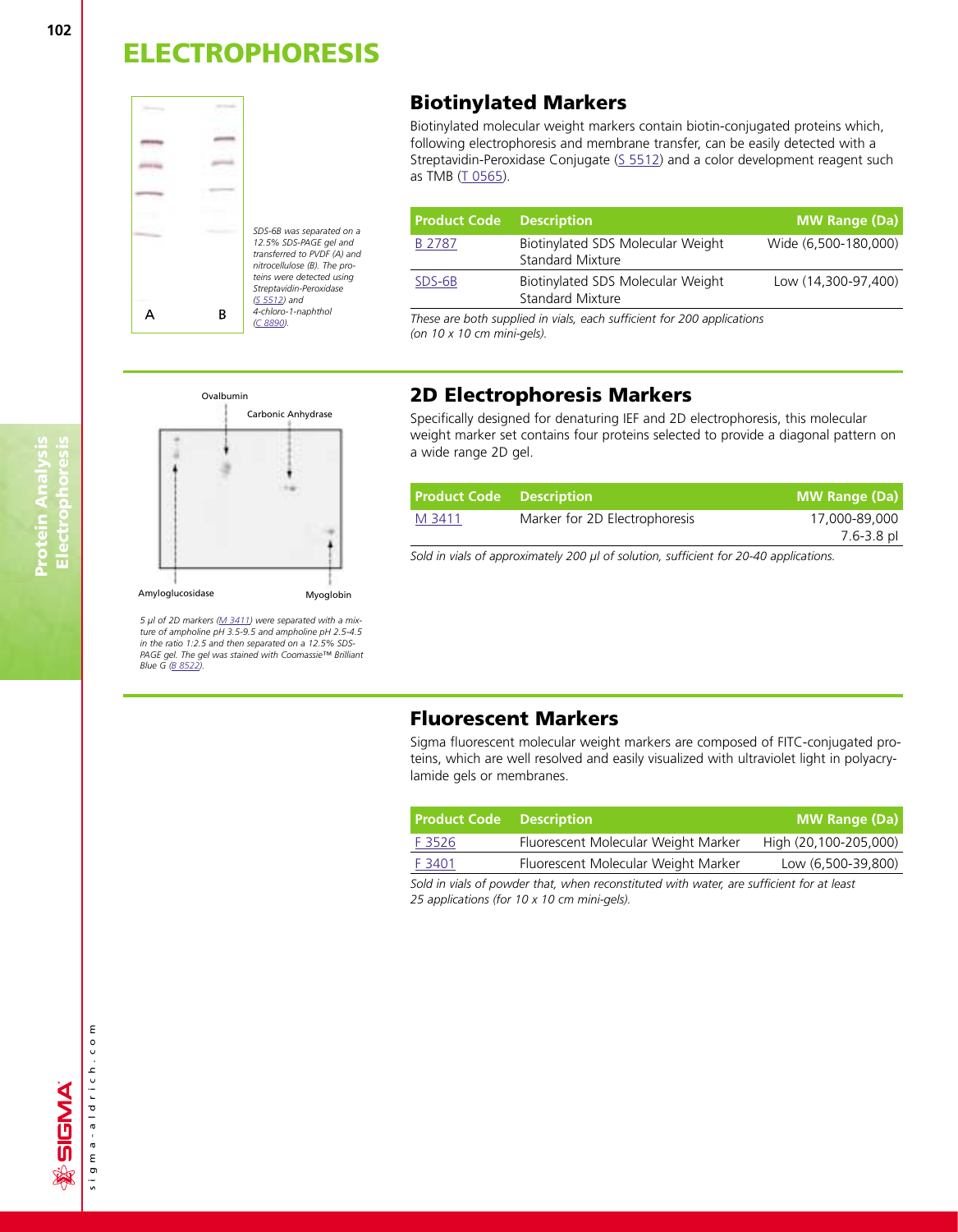# ELECTROPHORESIS

## Biotinylated Markers

Biotinylated molecular weight markers contain biotin-conjugated proteins which, following electrophoresis and membrane transfer, can be easily detected with a Streptavidin-Peroxidase Conjugate (S 5512) and a color development reagent such as TMB (T 0565).

| Product Code | Description | MW Range (Da) |
|---|---|---|
| B 2787 | Biotinylated SDS Molecular Weight Standard Mixture | Wide (6,500-180,000) |
| SDS-6B | Biotinylated SDS Molecular Weight Standard Mixture | Low (14,300-97,400) |

*These are both supplied in vials, each sufficient for 200 applications (on 10 x 10 cm mini-gels).*

*SDS-6B was separated on a 12.5% SDS-PAGE gel and transferred to PVDF (A) and nitrocellulose (B). The proteins were detected using Streptavidin-Peroxidase (S 5512) and 4-chloro-1-naphthol (C 8890).*

## 2D Electrophoresis Markers

Specifically designed for denaturing IEF and 2D electrophoresis, this molecular weight marker set contains four proteins selected to provide a diagonal pattern on a wide range 2D gel.

| Product Code | Description | MW Range (Da) |
|---|---|---|
| M 3411 | Marker for 2D Electrophoresis | 17,000-89,000<br>7.6-3.8 pI |

*Sold in vials of approximately 200 µl of solution, sufficient for 20-40 applications.*

*5 µl of 2D markers (M 3411) were separated with a mixture of ampholine pH 3.5-9.5 and ampholine pH 2.5-4.5 in the ratio 1:2.5 and then separated on a 12.5% SDS-PAGE gel. The gel was stained with Coomassie™ Brilliant Blue G (B 8522).*

## Fluorescent Markers

Sigma fluorescent molecular weight markers are composed of FITC-conjugated proteins, which are well resolved and easily visualized with ultraviolet light in polyacrylamide gels or membranes.

| Product Code | Description | MW Range (Da) |
|---|---|---|
| F 3526 | Fluorescent Molecular Weight Marker | High (20,100-205,000) |
| F 3401 | Fluorescent Molecular Weight Marker | Low (6,500-39,800) |

*Sold in vials of powder that, when reconstituted with water, are sufficient for at least 25 applications (for 10 x 10 cm mini-gels).*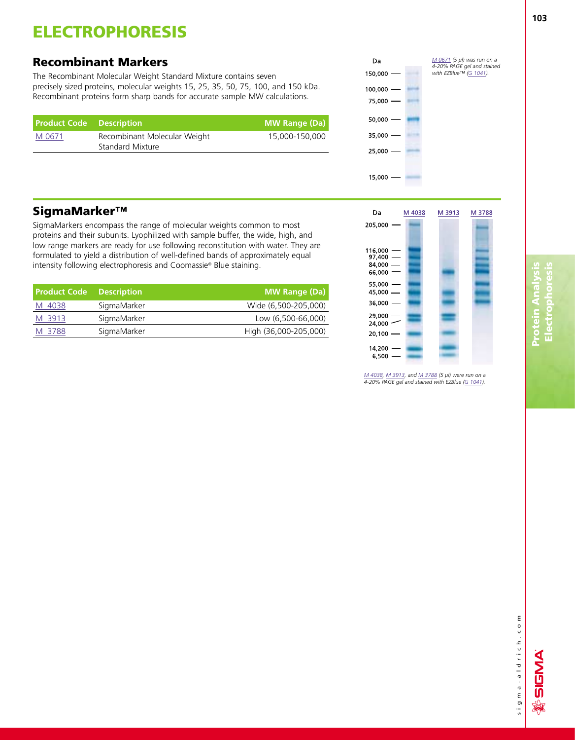# ELECTROPHORESIS

## Recombinant Markers

The Recombinant Molecular Weight Standard Mixture contains seven precisely sized proteins, molecular weights 15, 25, 35, 50, 75, 100, and 150 kDa. Recombinant proteins form sharp bands for accurate sample MW calculations.

| Product Code | Description | MW Range (Da) |
|---|---|---|
| M 0671 | Recombinant Molecular Weight Standard Mixture | 15,000-150,000 |

*M 0671 (5 µl) was run on a 4-20% PAGE gel and stained with EZBlue™ (G 1041).*

## SigmaMarker™

SigmaMarkers encompass the range of molecular weights common to most proteins and their subunits. Lyophilized with sample buffer, the wide, high, and low range markers are ready for use following reconstitution with water. They are formulated to yield a distribution of well-defined bands of approximately equal intensity following electrophoresis and Coomassie® Blue staining.

| Product Code | Description | MW Range (Da) |
|---|---|---|
| M 4038 | SigmaMarker | Wide (6,500-205,000) |
| M 3913 | SigmaMarker | Low (6,500-66,000) |
| M 3788 | SigmaMarker | High (36,000-205,000) |

*M 4038, M 3913, and M 3788 (5 µl) were run on a 4-20% PAGE gel and stained with EZBlue (G 1041).*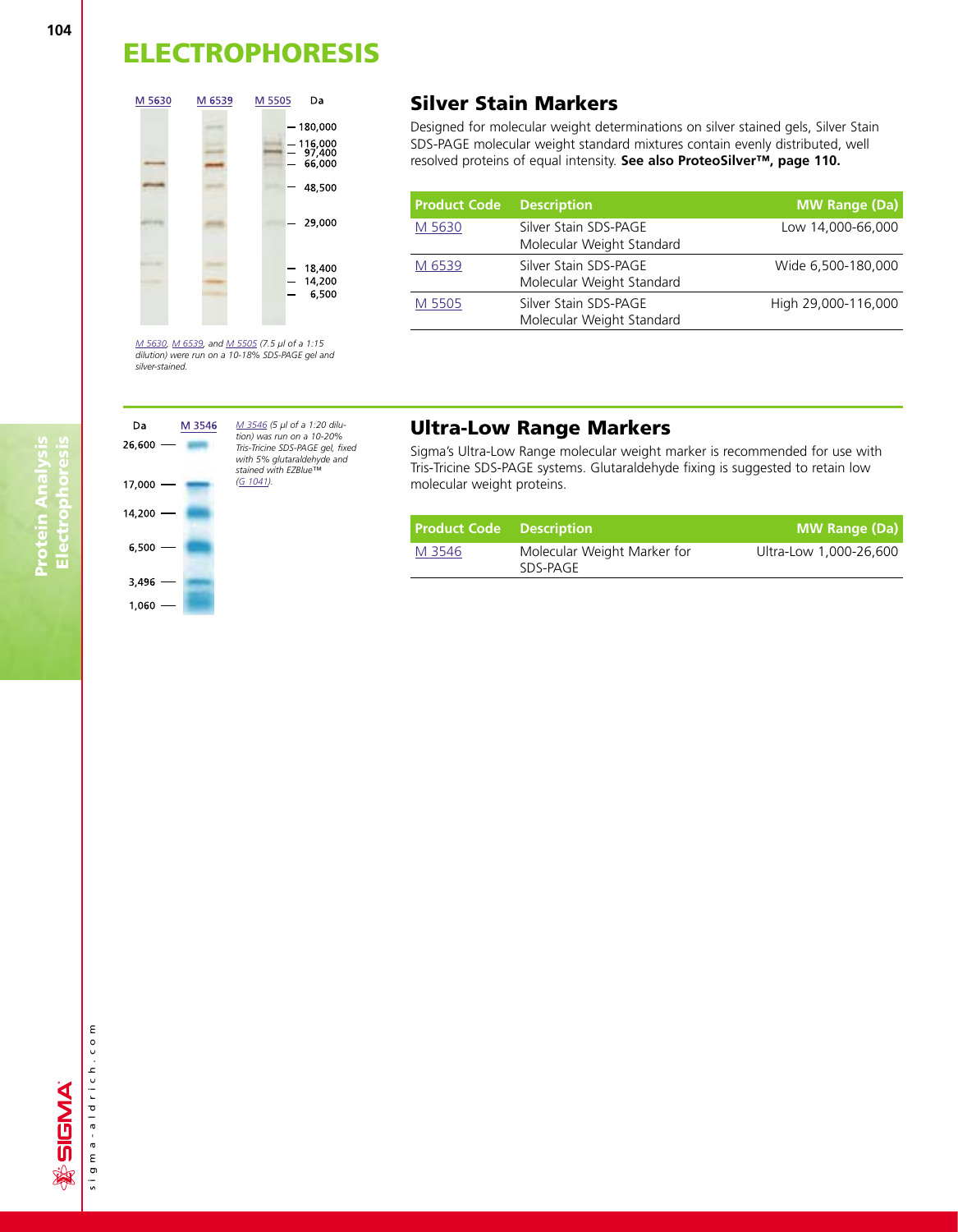# ELECTROPHORESIS

M 5630 M 6539 M 5505 Da

180,000
116,000
97,400
66,000
48,500
29,000
18,400
14,200
6,500

*M 5630, M 6539, and M 5505 (7.5 µl of a 1:15 dilution) were run on a 10-18% SDS-PAGE gel and silver-stained.*

## Silver Stain Markers

Designed for molecular weight determinations on silver stained gels, Silver Stain SDS-PAGE molecular weight standard mixtures contain evenly distributed, well resolved proteins of equal intensity. **See also ProteoSilver™, page 110.**

| Product Code | Description | MW Range (Da) |
|---|---|---|
| M 5630 | Silver Stain SDS-PAGE Molecular Weight Standard | Low 14,000-66,000 |
| M 6539 | Silver Stain SDS-PAGE Molecular Weight Standard | Wide 6,500-180,000 |
| M 5505 | Silver Stain SDS-PAGE Molecular Weight Standard | High 29,000-116,000 |

Da M 3546

26,600
17,000
14,200
6,500
3,496
1,060

*M 3546 (5 µl of a 1:20 dilution) was run on a 10-20% Tris-Tricine SDS-PAGE gel, fixed with 5% glutaraldehyde and stained with EZBlue™ (G 1041).*

## Ultra-Low Range Markers

Sigma's Ultra-Low Range molecular weight marker is recommended for use with Tris-Tricine SDS-PAGE systems. Glutaraldehyde fixing is suggested to retain low molecular weight proteins.

| Product Code | Description | MW Range (Da) |
|---|---|---|
| M 3546 | Molecular Weight Marker for SDS-PAGE | Ultra-Low 1,000-26,600 |